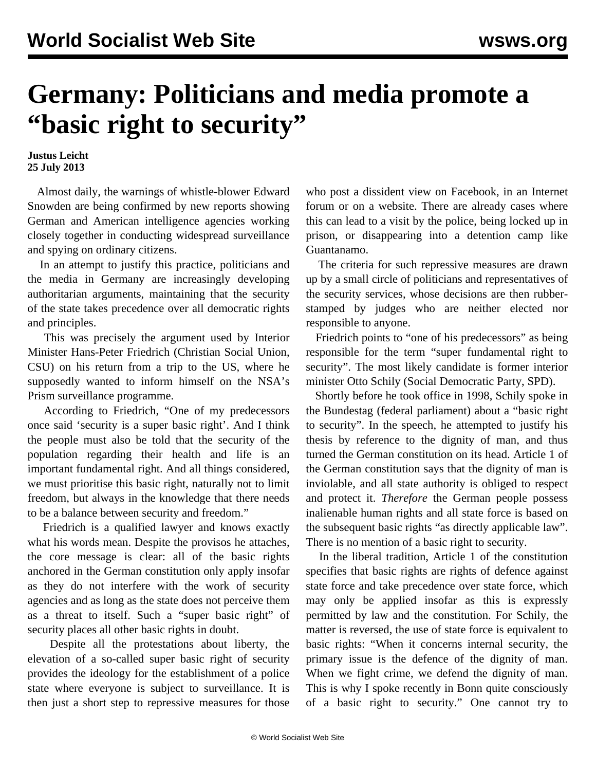# Germany: Politicians and media promote a "basic right to security"

**Justus Leicht**
**25 July 2013**

Almost daily, the warnings of whistle-blower Edward Snowden are being confirmed by new reports showing German and American intelligence agencies working closely together in conducting widespread surveillance and spying on ordinary citizens.

In an attempt to justify this practice, politicians and the media in Germany are increasingly developing authoritarian arguments, maintaining that the security of the state takes precedence over all democratic rights and principles.

This was precisely the argument used by Interior Minister Hans-Peter Friedrich (Christian Social Union, CSU) on his return from a trip to the US, where he supposedly wanted to inform himself on the NSA's Prism surveillance programme.

According to Friedrich, "One of my predecessors once said 'security is a super basic right'. And I think the people must also be told that the security of the population regarding their health and life is an important fundamental right. And all things considered, we must prioritise this basic right, naturally not to limit freedom, but always in the knowledge that there needs to be a balance between security and freedom."

Friedrich is a qualified lawyer and knows exactly what his words mean. Despite the provisos he attaches, the core message is clear: all of the basic rights anchored in the German constitution only apply insofar as they do not interfere with the work of security agencies and as long as the state does not perceive them as a threat to itself. Such a "super basic right" of security places all other basic rights in doubt.

Despite all the protestations about liberty, the elevation of a so-called super basic right of security provides the ideology for the establishment of a police state where everyone is subject to surveillance. It is then just a short step to repressive measures for those who post a dissident view on Facebook, in an Internet forum or on a website. There are already cases where this can lead to a visit by the police, being locked up in prison, or disappearing into a detention camp like Guantanamo.

The criteria for such repressive measures are drawn up by a small circle of politicians and representatives of the security services, whose decisions are then rubber-stamped by judges who are neither elected nor responsible to anyone.

Friedrich points to "one of his predecessors" as being responsible for the term "super fundamental right to security". The most likely candidate is former interior minister Otto Schily (Social Democratic Party, SPD).

Shortly before he took office in 1998, Schily spoke in the Bundestag (federal parliament) about a "basic right to security". In the speech, he attempted to justify his thesis by reference to the dignity of man, and thus turned the German constitution on its head. Article 1 of the German constitution says that the dignity of man is inviolable, and all state authority is obliged to respect and protect it. *Therefore* the German people possess inalienable human rights and all state force is based on the subsequent basic rights "as directly applicable law". There is no mention of a basic right to security.

In the liberal tradition, Article 1 of the constitution specifies that basic rights are rights of defence against state force and take precedence over state force, which may only be applied insofar as this is expressly permitted by law and the constitution. For Schily, the matter is reversed, the use of state force is equivalent to basic rights: "When it concerns internal security, the primary issue is the defence of the dignity of man. When we fight crime, we defend the dignity of man. This is why I spoke recently in Bonn quite consciously of a basic right to security." One cannot try to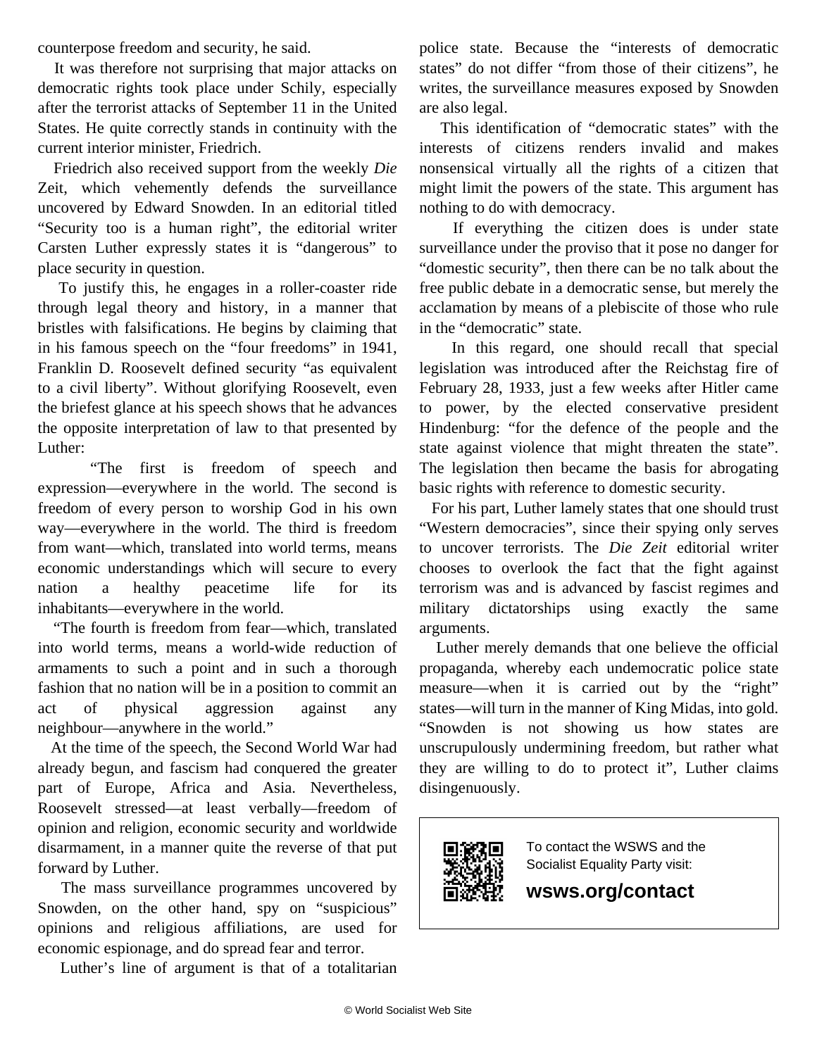counterpose freedom and security, he said.

It was therefore not surprising that major attacks on democratic rights took place under Schily, especially after the terrorist attacks of September 11 in the United States. He quite correctly stands in continuity with the current interior minister, Friedrich.

Friedrich also received support from the weekly *Die* Zeit, which vehemently defends the surveillance uncovered by Edward Snowden. In an editorial titled "Security too is a human right", the editorial writer Carsten Luther expressly states it is "dangerous" to place security in question.

To justify this, he engages in a roller-coaster ride through legal theory and history, in a manner that bristles with falsifications. He begins by claiming that in his famous speech on the "four freedoms" in 1941, Franklin D. Roosevelt defined security "as equivalent to a civil liberty". Without glorifying Roosevelt, even the briefest glance at his speech shows that he advances the opposite interpretation of law to that presented by Luther:

"The first is freedom of speech and expression—everywhere in the world. The second is freedom of every person to worship God in his own way—everywhere in the world. The third is freedom from want—which, translated into world terms, means economic understandings which will secure to every nation a healthy peacetime life for its inhabitants—everywhere in the world.

"The fourth is freedom from fear—which, translated into world terms, means a world-wide reduction of armaments to such a point and in such a thorough fashion that no nation will be in a position to commit an act of physical aggression against any neighbour—anywhere in the world."

At the time of the speech, the Second World War had already begun, and fascism had conquered the greater part of Europe, Africa and Asia. Nevertheless, Roosevelt stressed—at least verbally—freedom of opinion and religion, economic security and worldwide disarmament, in a manner quite the reverse of that put forward by Luther.

The mass surveillance programmes uncovered by Snowden, on the other hand, spy on "suspicious" opinions and religious affiliations, are used for economic espionage, and do spread fear and terror.

Luther's line of argument is that of a totalitarian police state. Because the "interests of democratic states" do not differ "from those of their citizens", he writes, the surveillance measures exposed by Snowden are also legal.

This identification of "democratic states" with the interests of citizens renders invalid and makes nonsensical virtually all the rights of a citizen that might limit the powers of the state. This argument has nothing to do with democracy.

If everything the citizen does is under state surveillance under the proviso that it pose no danger for "domestic security", then there can be no talk about the free public debate in a democratic sense, but merely the acclamation by means of a plebiscite of those who rule in the "democratic" state.

In this regard, one should recall that special legislation was introduced after the Reichstag fire of February 28, 1933, just a few weeks after Hitler came to power, by the elected conservative president Hindenburg: "for the defence of the people and the state against violence that might threaten the state". The legislation then became the basis for abrogating basic rights with reference to domestic security.

For his part, Luther lamely states that one should trust "Western democracies", since their spying only serves to uncover terrorists. The *Die Zeit* editorial writer chooses to overlook the fact that the fight against terrorism was and is advanced by fascist regimes and military dictatorships using exactly the same arguments.

Luther merely demands that one believe the official propaganda, whereby each undemocratic police state measure—when it is carried out by the "right" states—will turn in the manner of King Midas, into gold. "Snowden is not showing us how states are unscrupulously undermining freedom, but rather what they are willing to do to protect it", Luther claims disingenuously.

To contact the WSWS and the Socialist Equality Party visit:

**wsws.org/contact**